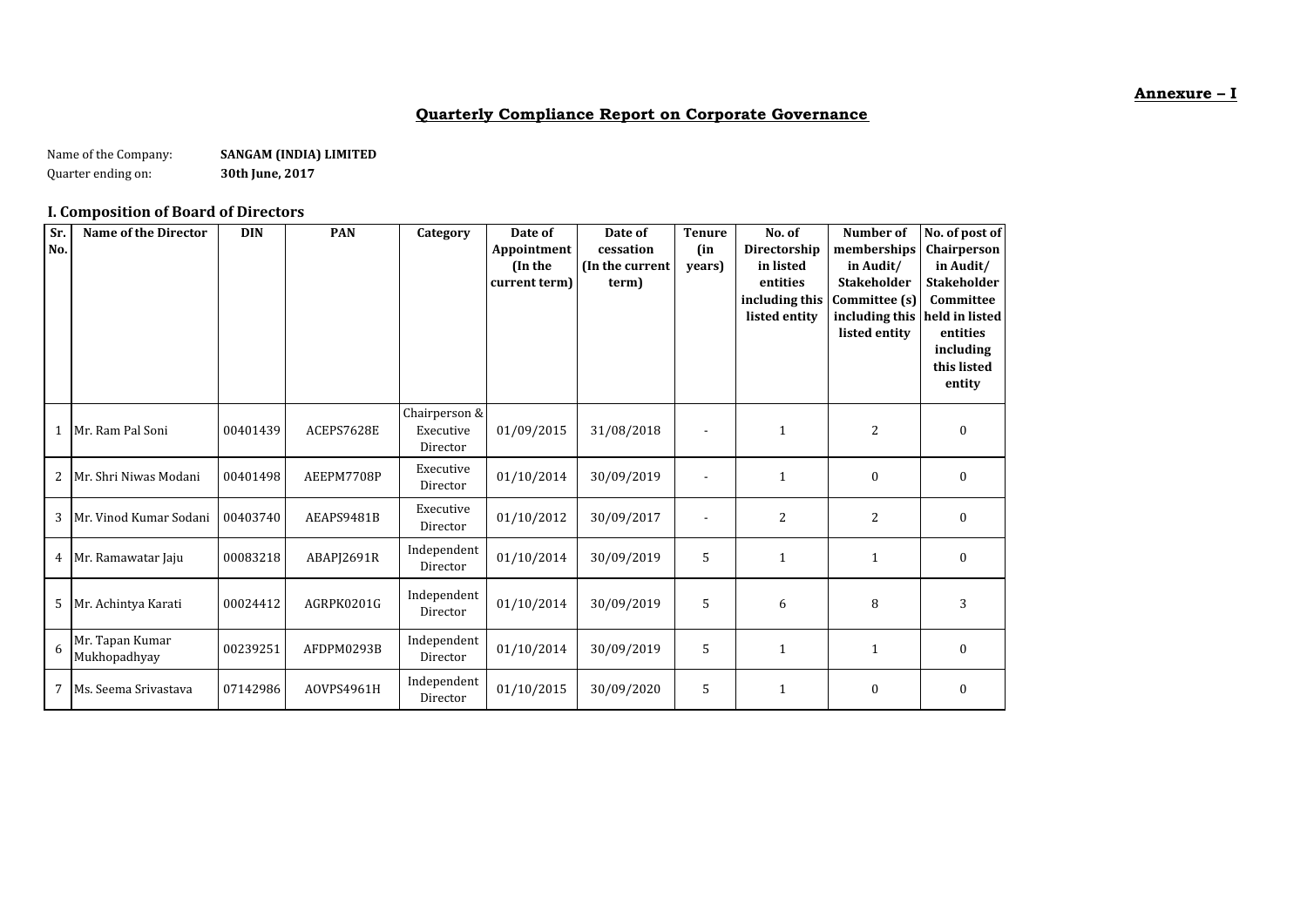**Annexure – I**

## Quarterly Compliance Report on Corporate Governance

Name of the Company: **SANGAM (INDIA) LIMITED**
Quarter ending on: **30th June, 2017**

### I. Composition of Board of Directors

| Sr. No. | Name of the Director | DIN | PAN | Category | Date of Appointment (In the current term) | Date of cessation (In the current term) | Tenure (in years) | No. of Directorship in listed entities including this listed entity | Number of memberships in Audit/ Stakeholder Committee (s) including this listed entity | No. of post of Chairperson in Audit/ Stakeholder Committee held in listed entities including this listed entity |
|---|---|---|---|---|---|---|---|---|---|---|
| 1 | Mr. Ram Pal Soni | 00401439 | ACEPS7628E | Chairperson & Executive Director | 01/09/2015 | 31/08/2018 | - | 1 | 2 | 0 |
| 2 | Mr. Shri Niwas Modani | 00401498 | AEEPM7708P | Executive Director | 01/10/2014 | 30/09/2019 | - | 1 | 0 | 0 |
| 3 | Mr. Vinod Kumar Sodani | 00403740 | AEAPS9481B | Executive Director | 01/10/2012 | 30/09/2017 | - | 2 | 2 | 0 |
| 4 | Mr. Ramawatar Jaju | 00083218 | ABAPJ2691R | Independent Director | 01/10/2014 | 30/09/2019 | 5 | 1 | 1 | 0 |
| 5 | Mr. Achintya Karati | 00024412 | AGRPK0201G | Independent Director | 01/10/2014 | 30/09/2019 | 5 | 6 | 8 | 3 |
| 6 | Mr. Tapan Kumar Mukhopadhyay | 00239251 | AFDPM0293B | Independent Director | 01/10/2014 | 30/09/2019 | 5 | 1 | 1 | 0 |
| 7 | Ms. Seema Srivastava | 07142986 | AOVPS4961H | Independent Director | 01/10/2015 | 30/09/2020 | 5 | 1 | 0 | 0 |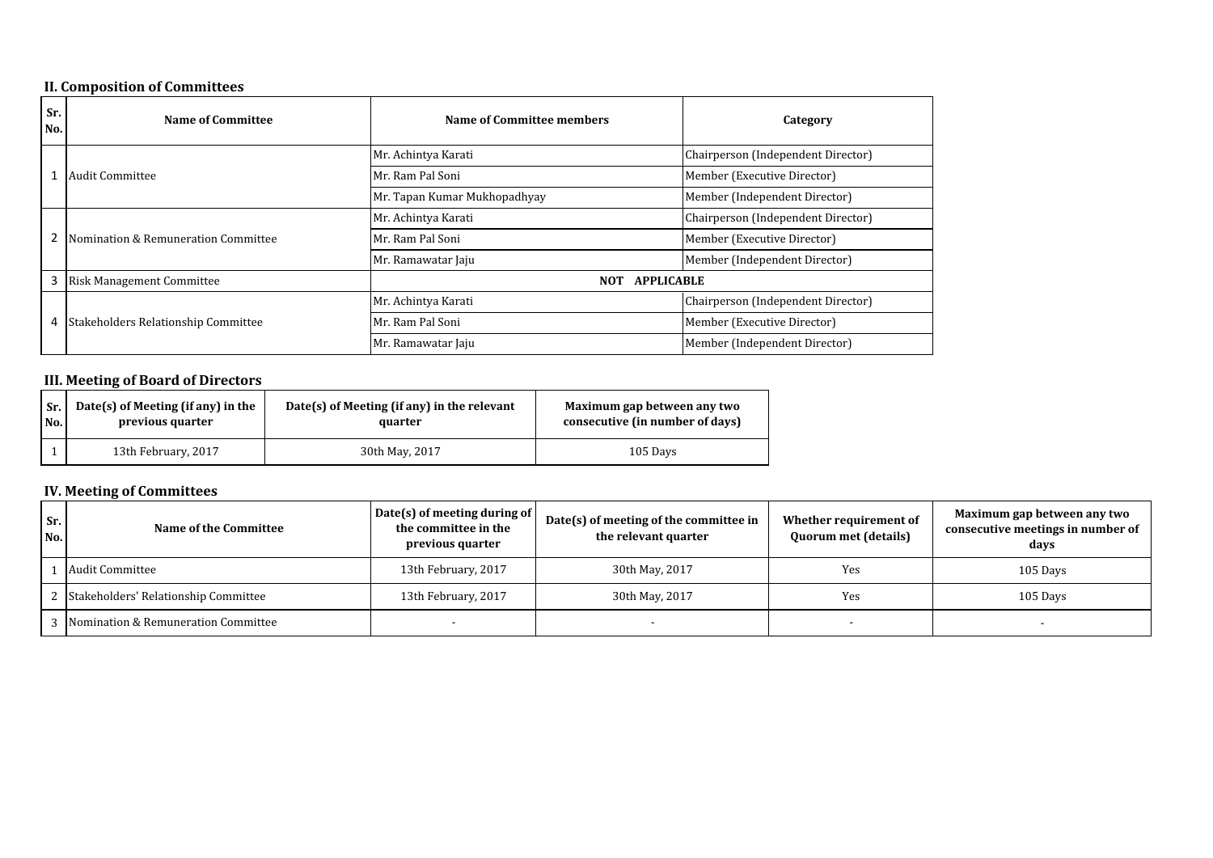## II. Composition of Committees

| Sr. No. | Name of Committee | Name of Committee members | Category |
|---|---|---|---|
| 1 | Audit Committee | Mr. Achintya Karati | Chairperson (Independent Director) |
| | | Mr. Ram Pal Soni | Member (Executive Director) |
| | | Mr. Tapan Kumar Mukhopadhyay | Member (Independent Director) |
| 2 | Nomination & Remuneration Committee | Mr. Achintya Karati | Chairperson (Independent Director) |
| | | Mr. Ram Pal Soni | Member (Executive Director) |
| | | Mr. Ramawatar Jaju | Member (Independent Director) |
| 3 | Risk Management Committee | NOT APPLICABLE | |
| 4 | Stakeholders Relationship Committee | Mr. Achintya Karati | Chairperson (Independent Director) |
| | | Mr. Ram Pal Soni | Member (Executive Director) |
| | | Mr. Ramawatar Jaju | Member (Independent Director) |

## III. Meeting of Board of Directors

| Sr. No. | Date(s) of Meeting (if any) in the previous quarter | Date(s) of Meeting (if any) in the relevant quarter | Maximum gap between any two consecutive (in number of days) |
|---|---|---|---|
| 1 | 13th February, 2017 | 30th May, 2017 | 105 Days |

## IV. Meeting of Committees

| Sr. No. | Name of the Committee | Date(s) of meeting during of the committee in the previous quarter | Date(s) of meeting of the committee in the relevant quarter | Whether requirement of Quorum met (details) | Maximum gap between any two consecutive meetings in number of days |
|---|---|---|---|---|---|
| 1 | Audit Committee | 13th February, 2017 | 30th May, 2017 | Yes | 105 Days |
| 2 | Stakeholders' Relationship Committee | 13th February, 2017 | 30th May, 2017 | Yes | 105 Days |
| 3 | Nomination & Remuneration Committee | - | - | - | - |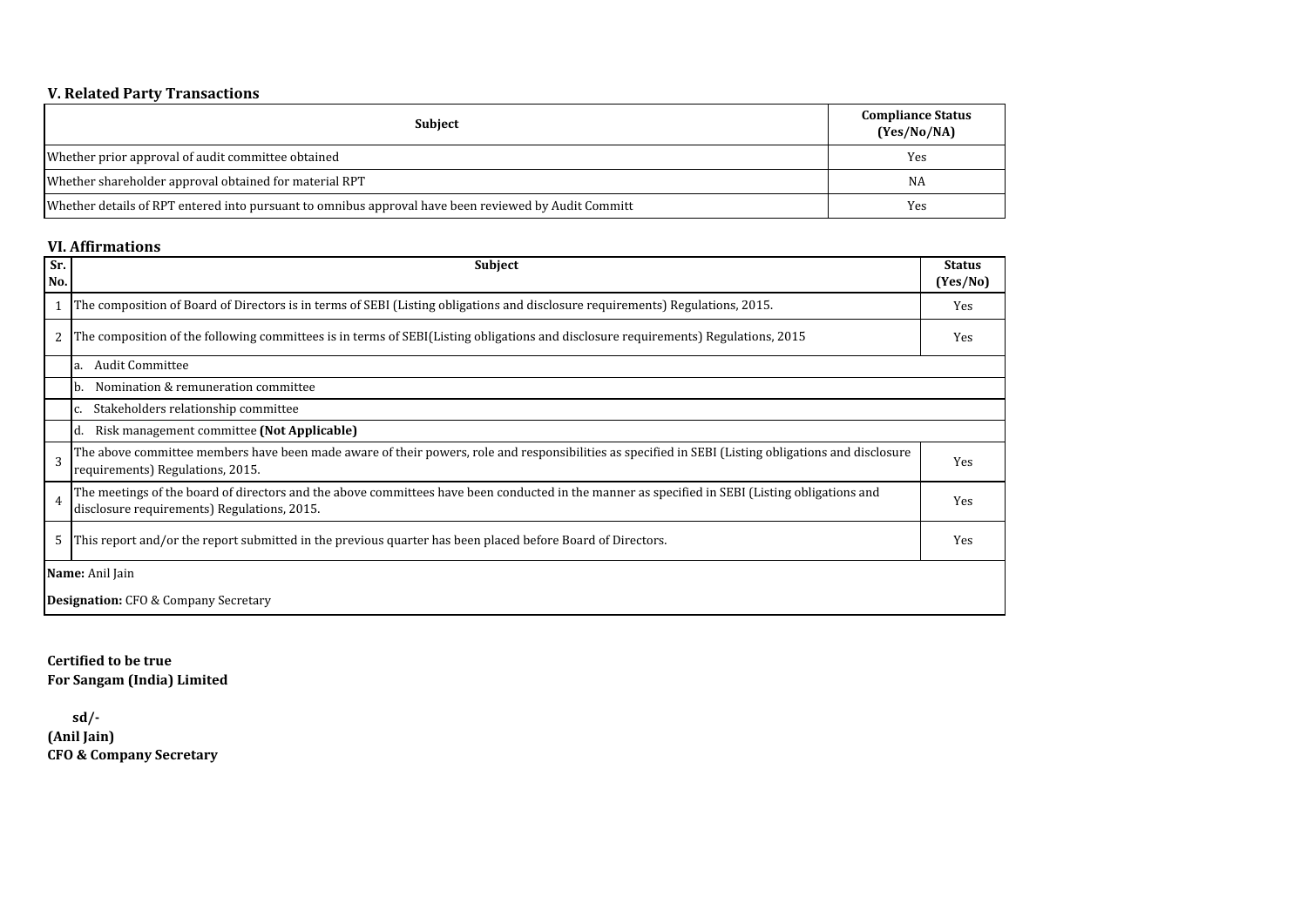### V. Related Party Transactions

| Subject | Compliance Status (Yes/No/NA) |
|---|---|
| Whether prior approval of audit committee obtained | Yes |
| Whether shareholder approval obtained for material RPT | NA |
| Whether details of RPT entered into pursuant to omnibus approval have been reviewed by Audit Committ | Yes |

### VI. Affirmations

| Sr. No. | Subject | Status (Yes/No) |
|---|---|---|
| 1 | The composition of Board of Directors is in terms of SEBI (Listing obligations and disclosure requirements) Regulations, 2015. | Yes |
| 2 | The composition of the following committees is in terms of SEBI(Listing obligations and disclosure requirements) Regulations, 2015 | Yes |
| | a. Audit Committee | |
| | b. Nomination & remuneration committee | |
| | c. Stakeholders relationship committee | |
| | d. Risk management committee **(Not Applicable)** | |
| 3 | The above committee members have been made aware of their powers, role and responsibilities as specified in SEBI (Listing obligations and disclosure requirements) Regulations, 2015. | Yes |
| 4 | The meetings of the board of directors and the above committees have been conducted in the manner as specified in SEBI (Listing obligations and disclosure requirements) Regulations, 2015. | Yes |
| 5 | This report and/or the report submitted in the previous quarter has been placed before Board of Directors. | Yes |

**Name:** Anil Jain

**Designation:** CFO & Company Secretary

**Certified to be true**
**For Sangam (India) Limited**

**sd/-**
**(Anil Jain)**
**CFO & Company Secretary**